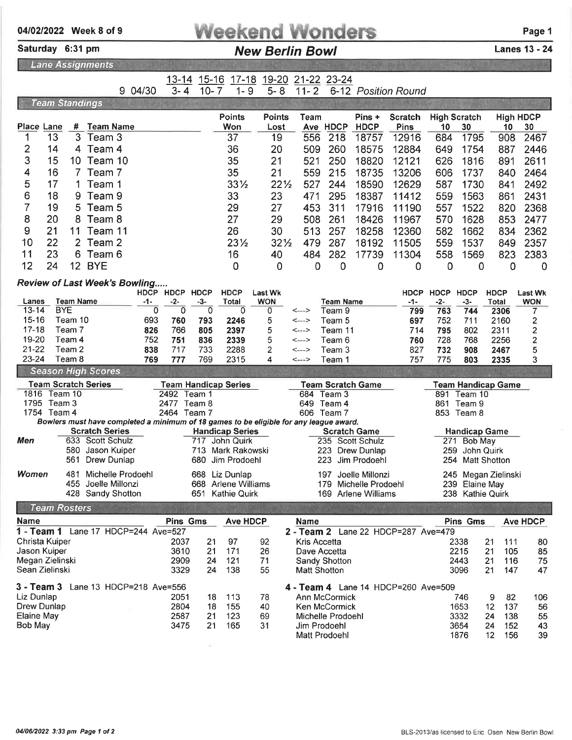04/02/2022 Week 8 of 9

# Weekend Wonders

Saturday 6:31 pm

## New Berlin Bowl

Lanes 13 - 24

### Lane Assignments

| | 13-14 | 15-16 | 17-18 | 19-20 | 21-22 | 23-24 | |
|---|---|---|---|---|---|---|---|
| 9 04/30 | 3- 4 | 10- 7 | 1- 9 | 5- 8 | 11- 2 | 6-12 | *Position Round* |

### Team Standings

| Place | Lane | # | Team Name | Points Won | Points Lost | Team Ave | HDCP | Pins + HDCP | Scratch Pins | High Scratch 10 | High Scratch 30 | High HDCP 10 | High HDCP 30 |
|---|---|---|---|---|---|---|---|---|---|---|---|---|---|
| 1 | 13 | 3 | Team 3 | 37 | 19 | 556 | 218 | 18757 | 12916 | 684 | 1795 | 908 | 2467 |
| 2 | 14 | 4 | Team 4 | 36 | 20 | 509 | 260 | 18575 | 12884 | 649 | 1754 | 887 | 2446 |
| 3 | 15 | 10 | Team 10 | 35 | 21 | 521 | 250 | 18820 | 12121 | 626 | 1816 | 891 | 2611 |
| 4 | 16 | 7 | Team 7 | 35 | 21 | 559 | 215 | 18735 | 13206 | 606 | 1737 | 840 | 2464 |
| 5 | 17 | 1 | Team 1 | 33½ | 22½ | 527 | 244 | 18590 | 12629 | 587 | 1730 | 841 | 2492 |
| 6 | 18 | 9 | Team 9 | 33 | 23 | 471 | 295 | 18387 | 11412 | 559 | 1563 | 861 | 2431 |
| 7 | 19 | 5 | Team 5 | 29 | 27 | 453 | 311 | 17916 | 11190 | 557 | 1522 | 820 | 2368 |
| 8 | 20 | 8 | Team 8 | 27 | 29 | 508 | 261 | 18426 | 11967 | 570 | 1628 | 853 | 2477 |
| 9 | 21 | 11 | Team 11 | 26 | 30 | 513 | 257 | 18258 | 12360 | 582 | 1662 | 834 | 2362 |
| 10 | 22 | 2 | Team 2 | 23½ | 32½ | 479 | 287 | 18192 | 11505 | 559 | 1537 | 849 | 2357 |
| 11 | 23 | 6 | Team 6 | 16 | 40 | 484 | 282 | 17739 | 11304 | 558 | 1569 | 823 | 2383 |
| 12 | 24 | 12 | BYE | 0 | 0 | 0 | 0 | 0 | 0 | 0 | 0 | 0 | 0 |

### *Review of Last Week's Bowling.....*

| Lanes | Team Name | HDCP -1- | HDCP -2- | HDCP -3- | HDCP Total | Last Wk WON | | Team Name | HDCP -1- | HDCP -2- | HDCP -3- | HDCP Total | Last Wk WON |
|---|---|---|---|---|---|---|---|---|---|---|---|---|---|
| 13-14 | BYE | 0 | 0 | 0 | 0 | 0 | <---> | Team 9 | **799** | **763** | **744** | **2306** | 7 |
| 15-16 | Team 10 | 693 | **760** | **793** | **2246** | 5 | <---> | Team 5 | **697** | 752 | 711 | 2160 | 2 |
| 17-18 | Team 7 | **826** | 766 | **805** | **2397** | 5 | <---> | Team 11 | 714 | **795** | 802 | 2311 | 2 |
| 19-20 | Team 4 | 752 | **751** | **836** | **2339** | 5 | <---> | Team 6 | **760** | 728 | 768 | 2256 | 2 |
| 21-22 | Team 2 | **838** | 717 | 733 | 2288 | 2 | <---> | Team 3 | 827 | **732** | **908** | **2467** | 5 |
| 23-24 | Team 8 | **769** | **777** | 769 | 2315 | 4 | <---> | Team 1 | 757 | 775 | **803** | **2335** | 3 |

### Season High Scores

| Team Scratch Series | Team Handicap Series | Team Scratch Game | Team Handicap Game |
|---|---|---|---|
| 1816 Team 10 | 2492 Team 1 | 684 Team 3 | 891 Team 10 |
| 1795 Team 3 | 2477 Team 8 | 649 Team 4 | 861 Team 9 |
| 1754 Team 4 | 2464 Team 7 | 606 Team 7 | 853 Team 8 |

*Bowlers must have completed a minimum of 18 games to be eligible for any league award.*

| | Scratch Series | Handicap Series | Scratch Game | Handicap Game |
|---|---|---|---|---|
| ***Men*** | 633 Scott Schulz | 717 John Quirk | 235 Scott Schulz | 271 Bob May |
| | 580 Jason Kuiper | 713 Mark Rakowski | 223 Drew Dunlap | 259 John Quirk |
| | 561 Drew Dunlap | 680 Jim Prodoehl | 223 Jim Prodoehl | 254 Matt Shotton |
| ***Women*** | 481 Michelle Prodoehl | 668 Liz Dunlap | 197 Joelle Millonzi | 245 Megan Zielinski |
| | 455 Joelle Millonzi | 668 Arlene Williams | 179 Michelle Prodoehl | 239 Elaine May |
| | 428 Sandy Shotton | 651 Kathie Quirk | 169 Arlene Williams | 238 Kathie Quirk |

### Team Rosters

| Name | Pins | Gms | Ave | HDCP |
|---|---|---|---|---|
| **1 - Team 1** Lane 17 HDCP=244 Ave=527 | | | | |
| Christa Kuiper | 2037 | 21 | 97 | 92 |
| Jason Kuiper | 3610 | 21 | 171 | 26 |
| Megan Zielinski | 2909 | 24 | 121 | 71 |
| Sean Zielinski | 3329 | 24 | 138 | 55 |
| **3 - Team 3** Lane 13 HDCP=218 Ave=556 | | | | |
| Liz Dunlap | 2051 | 18 | 113 | 78 |
| Drew Dunlap | 2804 | 18 | 155 | 40 |
| Elaine May | 2587 | 21 | 123 | 69 |
| Bob May | 3475 | 21 | 165 | 31 |

| Name | Pins | Gms | Ave | HDCP |
|---|---|---|---|---|
| **2 - Team 2** Lane 22 HDCP=287 Ave=479 | | | | |
| Kris Accetta | 2338 | 21 | 111 | 80 |
| Dave Accetta | 2215 | 21 | 105 | 85 |
| Sandy Shotton | 2443 | 21 | 116 | 75 |
| Matt Shotton | 3096 | 21 | 147 | 47 |
| **4 - Team 4** Lane 14 HDCP=260 Ave=509 | | | | |
| Ann McCormick | 746 | 9 | 82 | 106 |
| Ken McCormick | 1653 | 12 | 137 | 56 |
| Michelle Prodoehl | 3332 | 24 | 138 | 55 |
| Jim Prodoehl | 3654 | 24 | 152 | 43 |
| Matt Prodoehl | 1876 | 12 | 156 | 39 |

*04/06/2022 3:33 pm Page 1 of 2*

BLS-2013/as licensed to Eric Osen New Berlin Bowl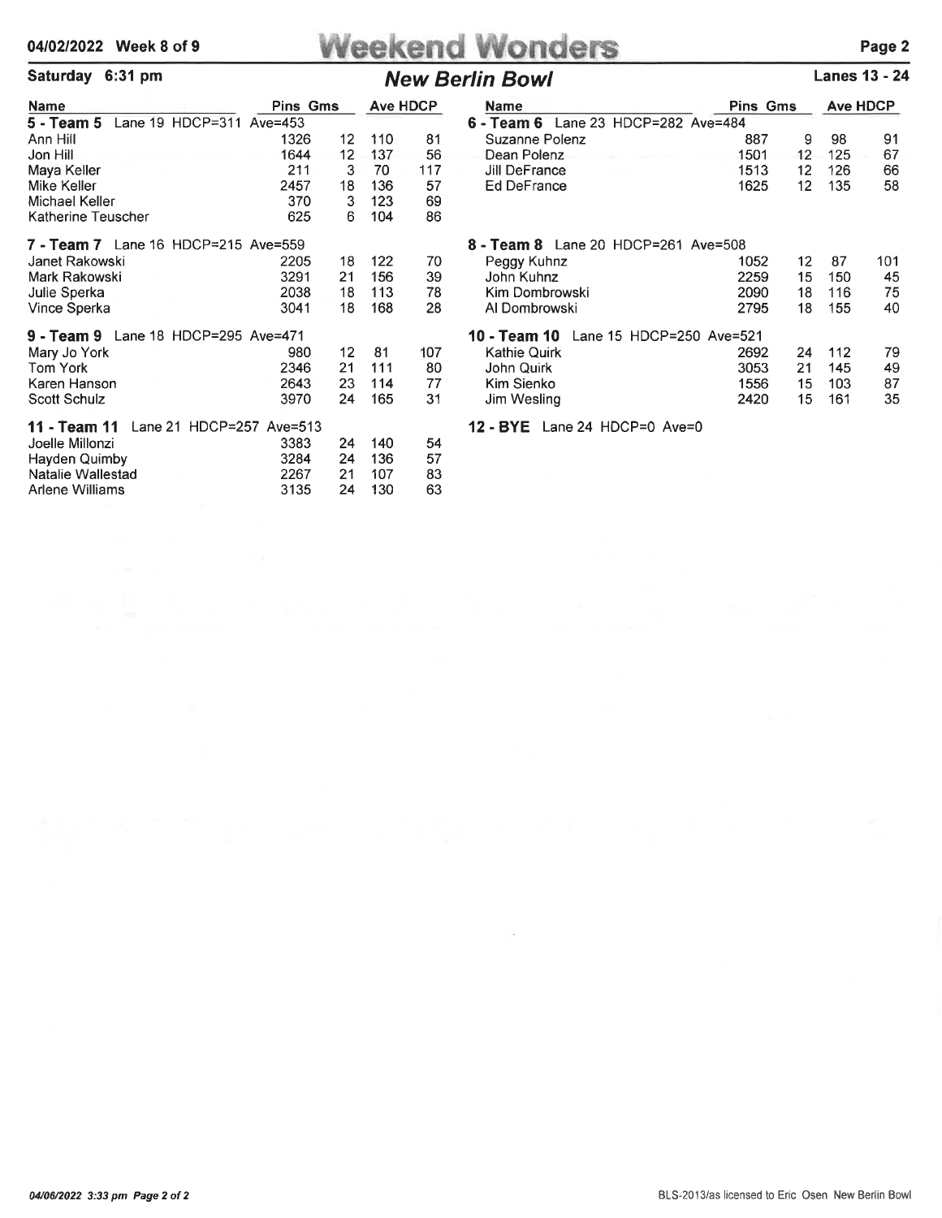# Weekend Wonders

## New Berlin Bowl

04/02/2022 Week 8 of 9

Saturday 6:31 pm

Lanes 13 - 24

| Name | Pins | Gms | Ave | HDCP |
|---|---|---|---|---|
| **5 - Team 5** Lane 19 HDCP=311 Ave=453 | | | | |
| Ann Hill | 1326 | 12 | 110 | 81 |
| Jon Hill | 1644 | 12 | 137 | 56 |
| Maya Keller | 211 | 3 | 70 | 117 |
| Mike Keller | 2457 | 18 | 136 | 57 |
| Michael Keller | 370 | 3 | 123 | 69 |
| Katherine Teuscher | 625 | 6 | 104 | 86 |
| **6 - Team 6** Lane 23 HDCP=282 Ave=484 | | | | |
| Suzanne Polenz | 887 | 9 | 98 | 91 |
| Dean Polenz | 1501 | 12 | 125 | 67 |
| Jill DeFrance | 1513 | 12 | 126 | 66 |
| Ed DeFrance | 1625 | 12 | 135 | 58 |
| **7 - Team 7** Lane 16 HDCP=215 Ave=559 | | | | |
| Janet Rakowski | 2205 | 18 | 122 | 70 |
| Mark Rakowski | 3291 | 21 | 156 | 39 |
| Julie Sperka | 2038 | 18 | 113 | 78 |
| Vince Sperka | 3041 | 18 | 168 | 28 |
| **8 - Team 8** Lane 20 HDCP=261 Ave=508 | | | | |
| Peggy Kuhnz | 1052 | 12 | 87 | 101 |
| John Kuhnz | 2259 | 15 | 150 | 45 |
| Kim Dombrowski | 2090 | 18 | 116 | 75 |
| Al Dombrowski | 2795 | 18 | 155 | 40 |
| **9 - Team 9** Lane 18 HDCP=295 Ave=471 | | | | |
| Mary Jo York | 980 | 12 | 81 | 107 |
| Tom York | 2346 | 21 | 111 | 80 |
| Karen Hanson | 2643 | 23 | 114 | 77 |
| Scott Schulz | 3970 | 24 | 165 | 31 |
| **10 - Team 10** Lane 15 HDCP=250 Ave=521 | | | | |
| Kathie Quirk | 2692 | 24 | 112 | 79 |
| John Quirk | 3053 | 21 | 145 | 49 |
| Kim Sienko | 1556 | 15 | 103 | 87 |
| Jim Wesling | 2420 | 15 | 161 | 35 |
| **11 - Team 11** Lane 21 HDCP=257 Ave=513 | | | | |
| Joelle Millonzi | 3383 | 24 | 140 | 54 |
| Hayden Quimby | 3284 | 24 | 136 | 57 |
| Natalie Wallestad | 2267 | 21 | 107 | 83 |
| Arlene Williams | 3135 | 24 | 130 | 63 |
| **12 - BYE** Lane 24 HDCP=0 Ave=0 | | | | |

04/06/2022 3:33 pm

BLS-2013/as licensed to Eric Osen New Berlin Bowl